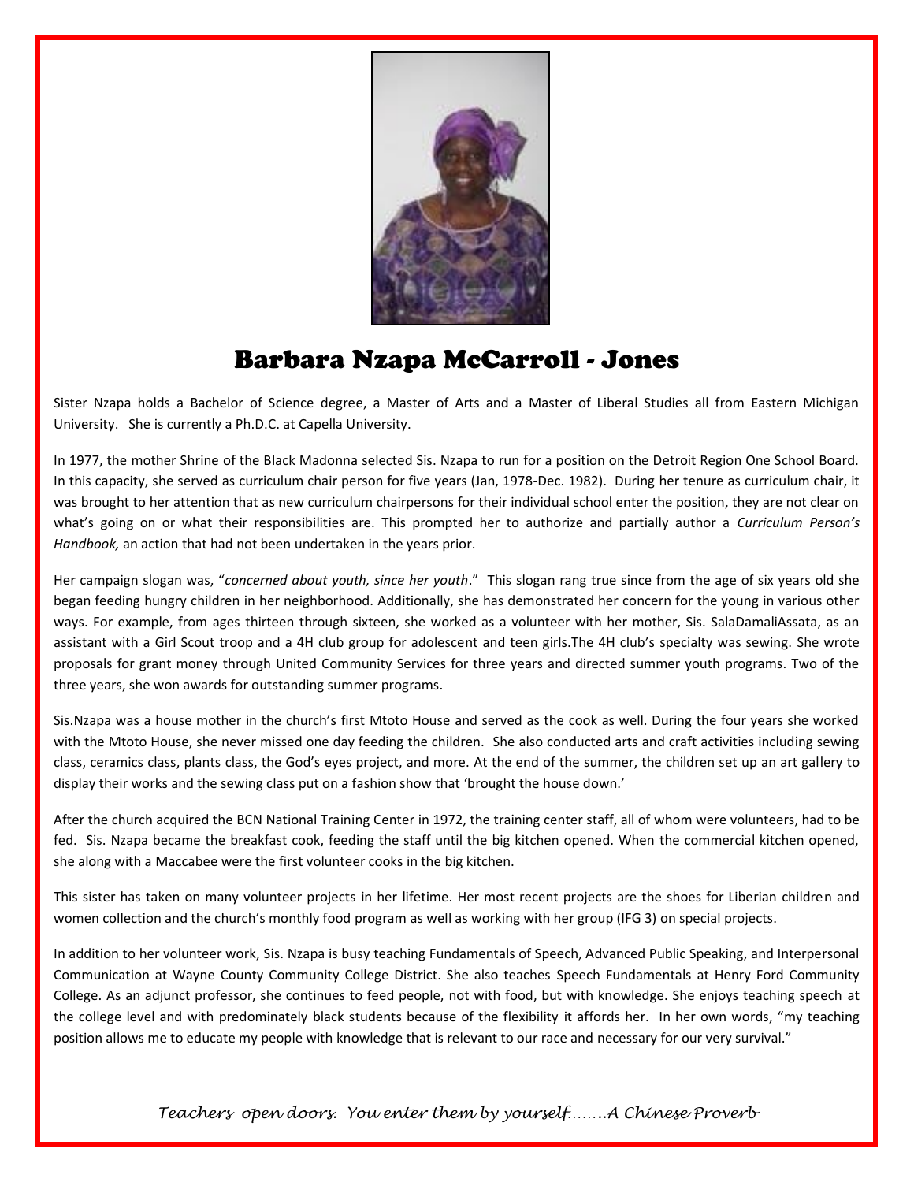# Barbara Nzapa McCarroll - Jones

Sister Nzapa holds a Bachelor of Science degree, a Master of Arts and a Master of Liberal Studies all from Eastern Michigan University. She is currently a Ph.D.C. at Capella University.

In 1977, the mother Shrine of the Black Madonna selected Sis. Nzapa to run for a position on the Detroit Region One School Board. In this capacity, she served as curriculum chair person for five years (Jan, 1978-Dec. 1982). During her tenure as curriculum chair, it was brought to her attention that as new curriculum chairpersons for their individual school enter the position, they are not clear on what's going on or what their responsibilities are. This prompted her to authorize and partially author a *Curriculum Person's Handbook,* an action that had not been undertaken in the years prior.

Her campaign slogan was, "*concerned about youth, since her youth*." This slogan rang true since from the age of six years old she began feeding hungry children in her neighborhood. Additionally, she has demonstrated her concern for the young in various other ways. For example, from ages thirteen through sixteen, she worked as a volunteer with her mother, Sis. SalaDamaliAssata, as an assistant with a Girl Scout troop and a 4H club group for adolescent and teen girls.The 4H club's specialty was sewing. She wrote proposals for grant money through United Community Services for three years and directed summer youth programs. Two of the three years, she won awards for outstanding summer programs.

Sis.Nzapa was a house mother in the church's first Mtoto House and served as the cook as well. During the four years she worked with the Mtoto House, she never missed one day feeding the children. She also conducted arts and craft activities including sewing class, ceramics class, plants class, the God's eyes project, and more. At the end of the summer, the children set up an art gallery to display their works and the sewing class put on a fashion show that 'brought the house down.'

After the church acquired the BCN National Training Center in 1972, the training center staff, all of whom were volunteers, had to be fed. Sis. Nzapa became the breakfast cook, feeding the staff until the big kitchen opened. When the commercial kitchen opened, she along with a Maccabee were the first volunteer cooks in the big kitchen.

This sister has taken on many volunteer projects in her lifetime. Her most recent projects are the shoes for Liberian children and women collection and the church's monthly food program as well as working with her group (IFG 3) on special projects.

In addition to her volunteer work, Sis. Nzapa is busy teaching Fundamentals of Speech, Advanced Public Speaking, and Interpersonal Communication at Wayne County Community College District. She also teaches Speech Fundamentals at Henry Ford Community College. As an adjunct professor, she continues to feed people, not with food, but with knowledge. She enjoys teaching speech at the college level and with predominately black students because of the flexibility it affords her. In her own words, "my teaching position allows me to educate my people with knowledge that is relevant to our race and necessary for our very survival."

*Teachers open doors. You enter them by yourself……..A Chinese Proverb*